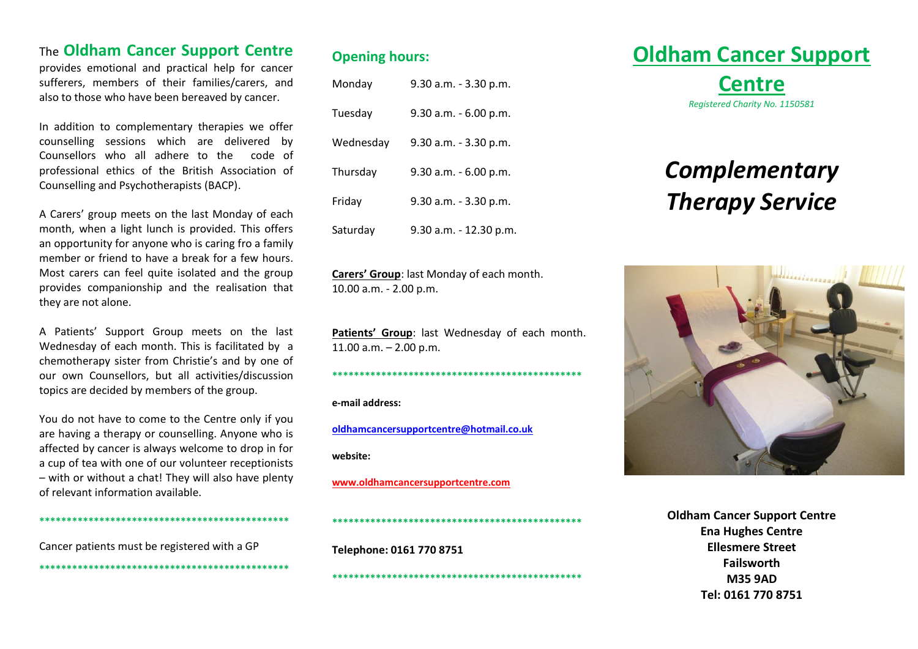The **Oldham Cancer Support Centre** provides emotional and practical help for cancer sufferers, members of their families/carers, and also to those who have been bereaved by cancer.

In addition to complementary therapies we offer counselling sessions which are delivered by Counsellors who all adhere to the code of professional ethics of the British Association of Counselling and Psychotherapists (BACP).

A Carers' group meets on the last Monday of each month, when a light lunch is provided. This offers an opportunity for anyone who is caring fro a family member or friend to have a break for a few hours. Most carers can feel quite isolated and the group provides companionship and the realisation that they are not alone.

A Patients' Support Group meets on the last Wednesday of each month. This is facilitated by a chemotherapy sister from Christie's and by one of our own Counsellors, but all activities/discussion topics are decided by members of the group.

You do not have to come to the Centre only if you are having a therapy or counselling. Anyone who is affected by cancer is always welcome to drop in for a cup of tea with one of our volunteer receptionists – with or without a chat! They will also have plenty of relevant information available.

\*\*\*\*\*\*\*\*\*\*\*\*\*\*\*\*\*\*\*\*\*\*\*\*\*\*\*\*\*\*\*\*\*\*\*\*\*\*\*\*\*\*\*\*\*\*

Cancer patients must be registered with a GP

\*\*\*\*\*\*\*\*\*\*\*\*\*\*\*\*\*\*\*\*\*\*\*\*\*\*\*\*\*\*\*\*\*\*\*\*\*\*\*\*\*\*\*\*\*\*

## Opening hours:

| | |
|---|---|
| Monday | 9.30 a.m. - 3.30 p.m. |
| Tuesday | 9.30 a.m. - 6.00 p.m. |
| Wednesday | 9.30 a.m. - 3.30 p.m. |
| Thursday | 9.30 a.m. - 6.00 p.m. |
| Friday | 9.30 a.m. - 3.30 p.m. |
| Saturday | 9.30 a.m. - 12.30 p.m. |

**Carers' Group**: last Monday of each month. 10.00 a.m. - 2.00 p.m.

**Patients' Group**: last Wednesday of each month. 11.00 a.m. – 2.00 p.m.

\*\*\*\*\*\*\*\*\*\*\*\*\*\*\*\*\*\*\*\*\*\*\*\*\*\*\*\*\*\*\*\*\*\*\*\*\*\*\*\*\*\*\*\*\*\*

**e-mail address:**

**oldhamcancersupportcentre@hotmail.co.uk**

**website:**

**www.oldhamcancersupportcentre.com**

\*\*\*\*\*\*\*\*\*\*\*\*\*\*\*\*\*\*\*\*\*\*\*\*\*\*\*\*\*\*\*\*\*\*\*\*\*\*\*\*\*\*\*\*\*\*

**Telephone: 0161 770 8751**

\*\*\*\*\*\*\*\*\*\*\*\*\*\*\*\*\*\*\*\*\*\*\*\*\*\*\*\*\*\*\*\*\*\*\*\*\*\*\*\*\*\*\*\*\*\*

# Oldham Cancer Support Centre

*Registered Charity No. 1150581*

# *Complementary Therapy Service*

**Oldham Cancer Support Centre**
**Ena Hughes Centre**
**Ellesmere Street**
**Failsworth**
**M35 9AD**
**Tel: 0161 770 8751**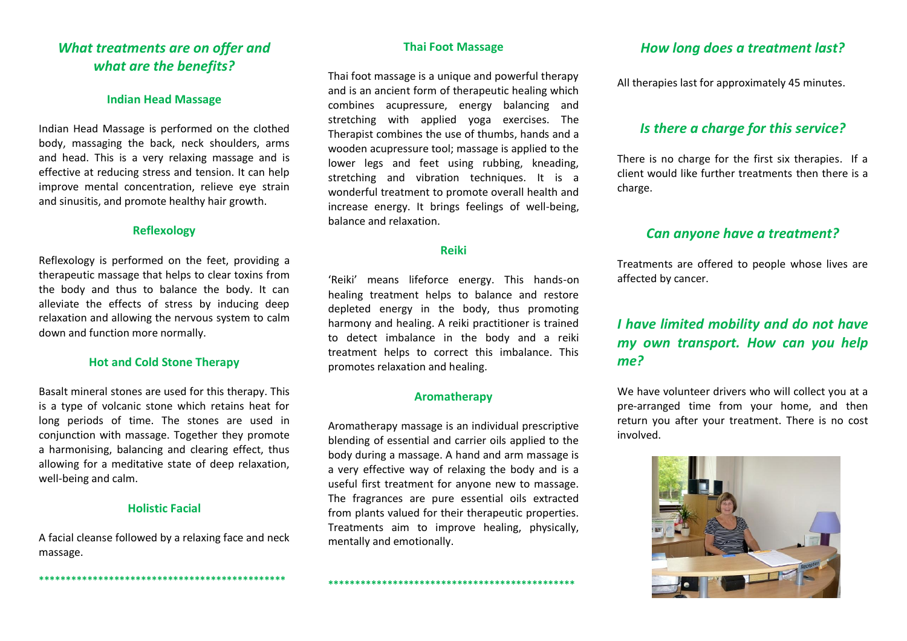## *What treatments are on offer and what are the benefits?*

### Indian Head Massage

Indian Head Massage is performed on the clothed body, massaging the back, neck shoulders, arms and head. This is a very relaxing massage and is effective at reducing stress and tension. It can help improve mental concentration, relieve eye strain and sinusitis, and promote healthy hair growth.

### Reflexology

Reflexology is performed on the feet, providing a therapeutic massage that helps to clear toxins from the body and thus to balance the body. It can alleviate the effects of stress by inducing deep relaxation and allowing the nervous system to calm down and function more normally.

### Hot and Cold Stone Therapy

Basalt mineral stones are used for this therapy. This is a type of volcanic stone which retains heat for long periods of time. The stones are used in conjunction with massage. Together they promote a harmonising, balancing and clearing effect, thus allowing for a meditative state of deep relaxation, well-being and calm.

### Holistic Facial

A facial cleanse followed by a relaxing face and neck massage.

***********************************************

### Thai Foot Massage

Thai foot massage is a unique and powerful therapy and is an ancient form of therapeutic healing which combines acupressure, energy balancing and stretching with applied yoga exercises. The Therapist combines the use of thumbs, hands and a wooden acupressure tool; massage is applied to the lower legs and feet using rubbing, kneading, stretching and vibration techniques. It is a wonderful treatment to promote overall health and increase energy. It brings feelings of well-being, balance and relaxation.

### Reiki

'Reiki' means lifeforce energy. This hands-on healing treatment helps to balance and restore depleted energy in the body, thus promoting harmony and healing. A reiki practitioner is trained to detect imbalance in the body and a reiki treatment helps to correct this imbalance. This promotes relaxation and healing.

### Aromatherapy

Aromatherapy massage is an individual prescriptive blending of essential and carrier oils applied to the body during a massage. A hand and arm massage is a very effective way of relaxing the body and is a useful first treatment for anyone new to massage. The fragrances are pure essential oils extracted from plants valued for their therapeutic properties. Treatments aim to improve healing, physically, mentally and emotionally.

***********************************************

## *How long does a treatment last?*

All therapies last for approximately 45 minutes.

## *Is there a charge for this service?*

There is no charge for the first six therapies. If a client would like further treatments then there is a charge.

## *Can anyone have a treatment?*

Treatments are offered to people whose lives are affected by cancer.

## *I have limited mobility and do not have my own transport. How can you help me?*

We have volunteer drivers who will collect you at a pre-arranged time from your home, and then return you after your treatment. There is no cost involved.